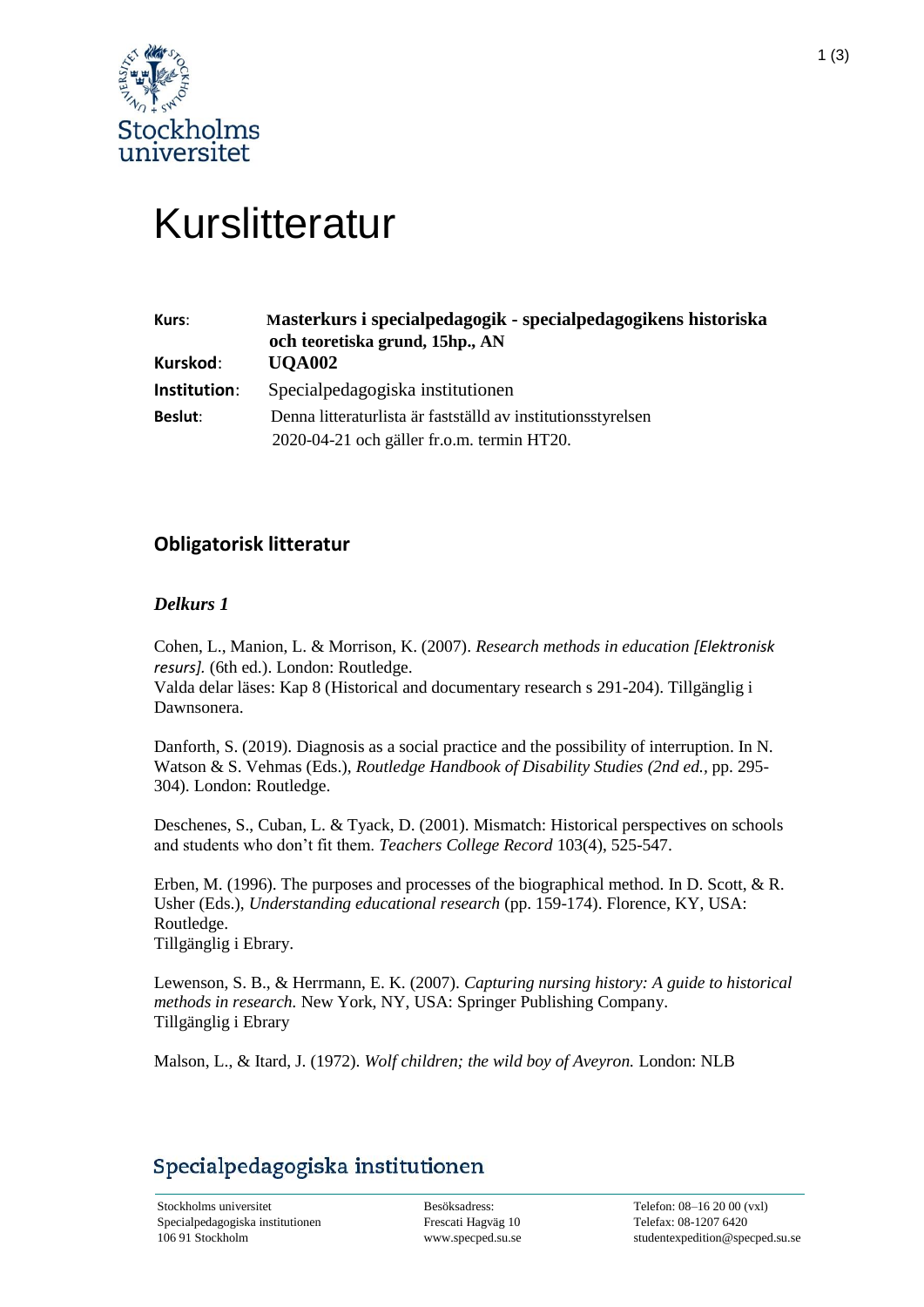# Kurslitteratur

| | |
|---|---|
| **Kurs**: | **Masterkurs i specialpedagogik - specialpedagogikens historiska och teoretiska grund, 15hp., AN** |
| **Kurskod**: | **UQA002** |
| **Institution**: | Specialpedagogiska institutionen |
| **Beslut**: | Denna litteraturlista är fastställd av institutionsstyrelsen 2020-04-21 och gäller fr.o.m. termin HT20. |

## Obligatorisk litteratur

### *Delkurs 1*

Cohen, L., Manion, L. & Morrison, K. (2007). *Research methods in education [Elektronisk resurs].* (6th ed.). London: Routledge.
Valda delar läses: Kap 8 (Historical and documentary research s 291-204). Tillgänglig i Dawnsonera.

Danforth, S. (2019). Diagnosis as a social practice and the possibility of interruption. In N. Watson & S. Vehmas (Eds.), *Routledge Handbook of Disability Studies (2nd ed.*, pp. 295-304). London: Routledge.

Deschenes, S., Cuban, L. & Tyack, D. (2001). Mismatch: Historical perspectives on schools and students who don't fit them. *Teachers College Record* 103(4), 525-547.

Erben, M. (1996). The purposes and processes of the biographical method. In D. Scott, & R. Usher (Eds.), *Understanding educational research* (pp. 159-174). Florence, KY, USA: Routledge.
Tillgänglig i Ebrary.

Lewenson, S. B., & Herrmann, E. K. (2007). *Capturing nursing history: A guide to historical methods in research.* New York, NY, USA: Springer Publishing Company.
Tillgänglig i Ebrary

Malson, L., & Itard, J. (1972). *Wolf children; the wild boy of Aveyron.* London: NLB

Specialpedagogiska institutionen

Stockholms universitet
Specialpedagogiska institutionen
106 91 Stockholm

Besöksadress:
Frescati Hagväg 10
www.specped.su.se

Telefon: 08–16 20 00 (vxl)
Telefax: 08-1207 6420
studentexpedition@specped.su.se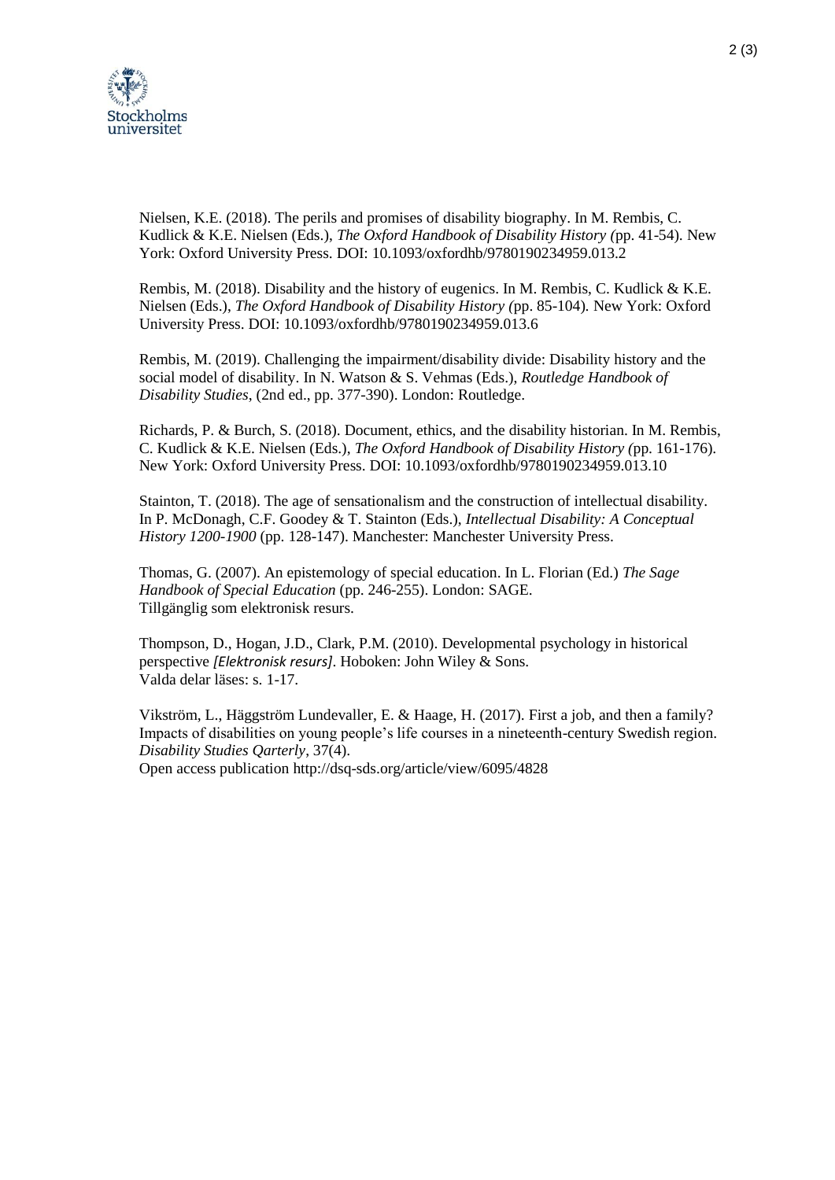Nielsen, K.E. (2018). The perils and promises of disability biography. In M. Rembis, C. Kudlick & K.E. Nielsen (Eds.), *The Oxford Handbook of Disability History (*pp. 41-54). New York: Oxford University Press. DOI: 10.1093/oxfordhb/9780190234959.013.2

Rembis, M. (2018). Disability and the history of eugenics. In M. Rembis, C. Kudlick & K.E. Nielsen (Eds.), *The Oxford Handbook of Disability History (*pp. 85-104). New York: Oxford University Press. DOI: 10.1093/oxfordhb/9780190234959.013.6

Rembis, M. (2019). Challenging the impairment/disability divide: Disability history and the social model of disability. In N. Watson & S. Vehmas (Eds.), *Routledge Handbook of Disability Studies*, (2nd ed., pp. 377-390). London: Routledge.

Richards, P. & Burch, S. (2018). Document, ethics, and the disability historian. In M. Rembis, C. Kudlick & K.E. Nielsen (Eds.), *The Oxford Handbook of Disability History (*pp. 161-176). New York: Oxford University Press. DOI: 10.1093/oxfordhb/9780190234959.013.10

Stainton, T. (2018). The age of sensationalism and the construction of intellectual disability. In P. McDonagh, C.F. Goodey & T. Stainton (Eds.), *Intellectual Disability: A Conceptual History 1200-1900* (pp. 128-147). Manchester: Manchester University Press.

Thomas, G. (2007). An epistemology of special education. In L. Florian (Ed.) *The Sage Handbook of Special Education* (pp. 246-255). London: SAGE.
Tillgänglig som elektronisk resurs.

Thompson, D., Hogan, J.D., Clark, P.M. (2010). Developmental psychology in historical perspective *[Elektronisk resurs]*. Hoboken: John Wiley & Sons.
Valda delar läses: s. 1-17.

Vikström, L., Häggström Lundevaller, E. & Haage, H. (2017). First a job, and then a family? Impacts of disabilities on young people's life courses in a nineteenth-century Swedish region. *Disability Studies Qarterly*, 37(4).
Open access publication http://dsq-sds.org/article/view/6095/4828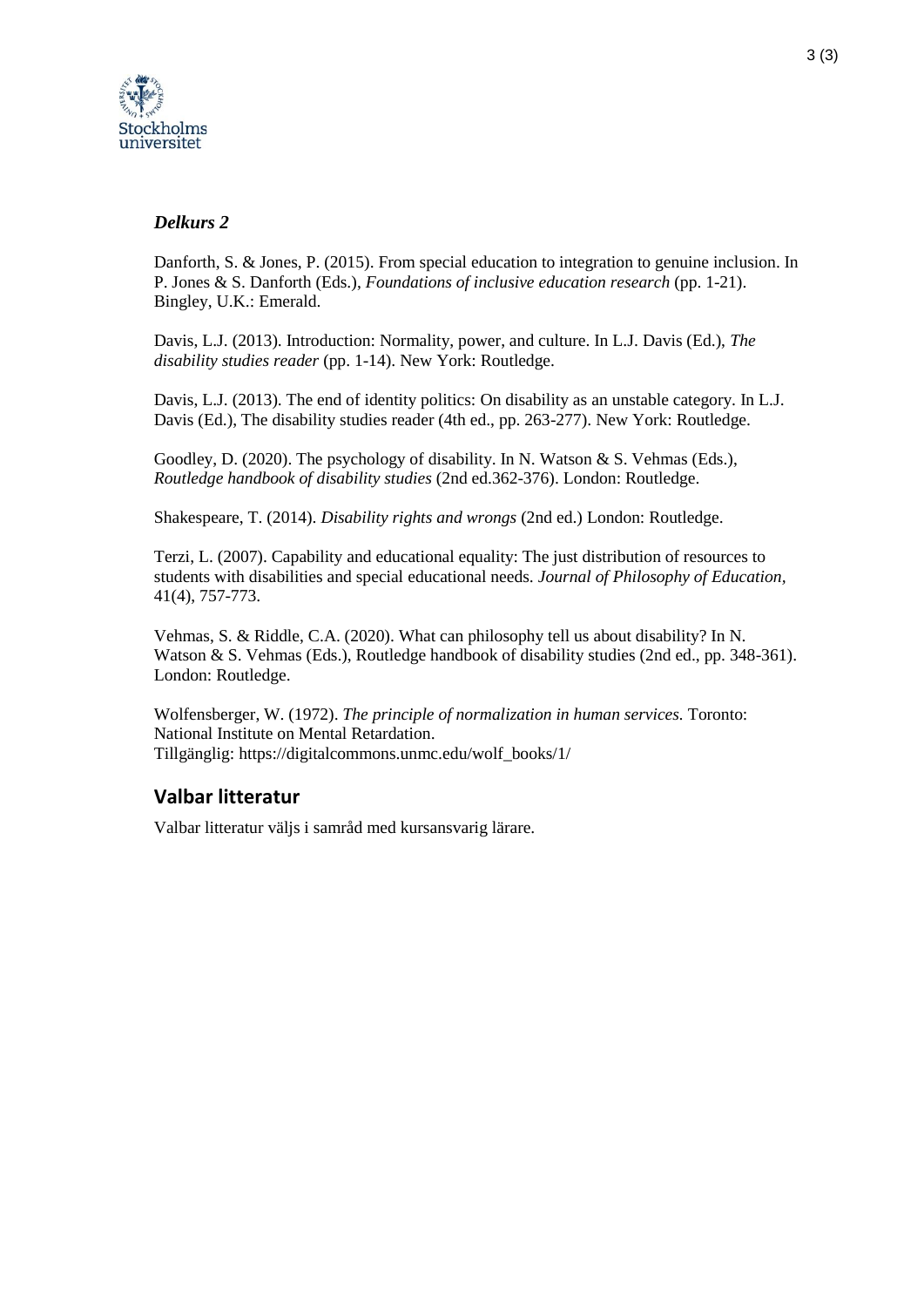### *Delkurs 2*

Danforth, S. & Jones, P. (2015). From special education to integration to genuine inclusion. In P. Jones & S. Danforth (Eds.), *Foundations of inclusive education research* (pp. 1-21). Bingley, U.K.: Emerald.

Davis, L.J. (2013). Introduction: Normality, power, and culture. In L.J. Davis (Ed.), *The disability studies reader* (pp. 1-14). New York: Routledge.

Davis, L.J. (2013). The end of identity politics: On disability as an unstable category. In L.J. Davis (Ed.), The disability studies reader (4th ed., pp. 263-277). New York: Routledge.

Goodley, D. (2020). The psychology of disability. In N. Watson & S. Vehmas (Eds.), *Routledge handbook of disability studies* (2nd ed.362-376). London: Routledge.

Shakespeare, T. (2014). *Disability rights and wrongs* (2nd ed.) London: Routledge.

Terzi, L. (2007). Capability and educational equality: The just distribution of resources to students with disabilities and special educational needs. *Journal of Philosophy of Education*, 41(4), 757-773.

Vehmas, S. & Riddle, C.A. (2020). What can philosophy tell us about disability? In N. Watson & S. Vehmas (Eds.), Routledge handbook of disability studies (2nd ed., pp. 348-361). London: Routledge.

Wolfensberger, W. (1972). *The principle of normalization in human services.* Toronto: National Institute on Mental Retardation.
Tillgänglig: https://digitalcommons.unmc.edu/wolf_books/1/

## Valbar litteratur

Valbar litteratur väljs i samråd med kursansvarig lärare.